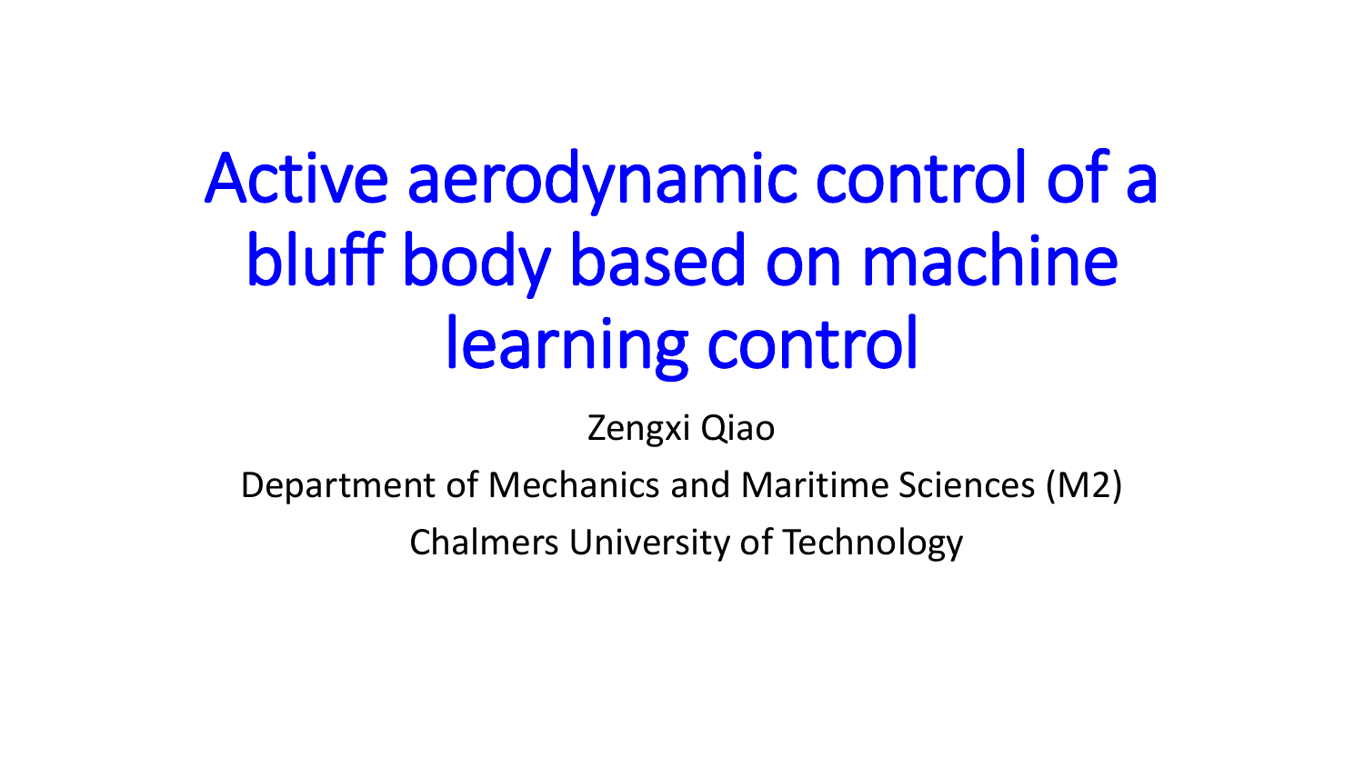# Active aerodynamic control of a bluff body based on machine learning control

Zengxi Qiao

Department of Mechanics and Maritime Sciences (M2)

Chalmers University of Technology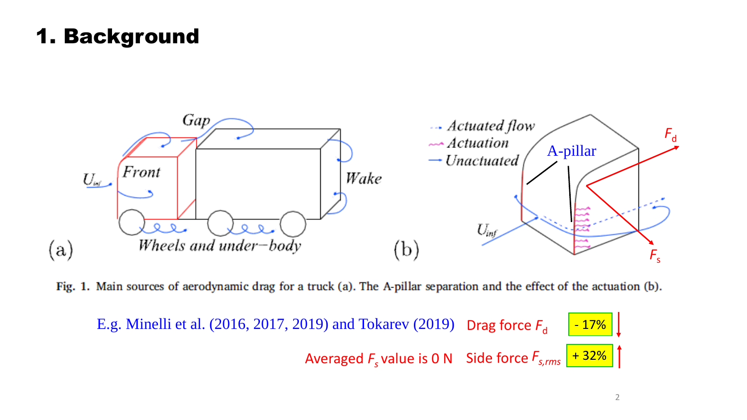# 1. Background

Fig. 1. Main sources of aerodynamic drag for a truck (a). The A-pillar separation and the effect of the actuation (b).

E.g. Minelli et al. (2016, 2017, 2019) and Tokarev (2019) Drag force $F_d$ - 17% ↓

Averaged $F_s$ value is 0 N Side force $F_{s,rms}$ + 32% ↑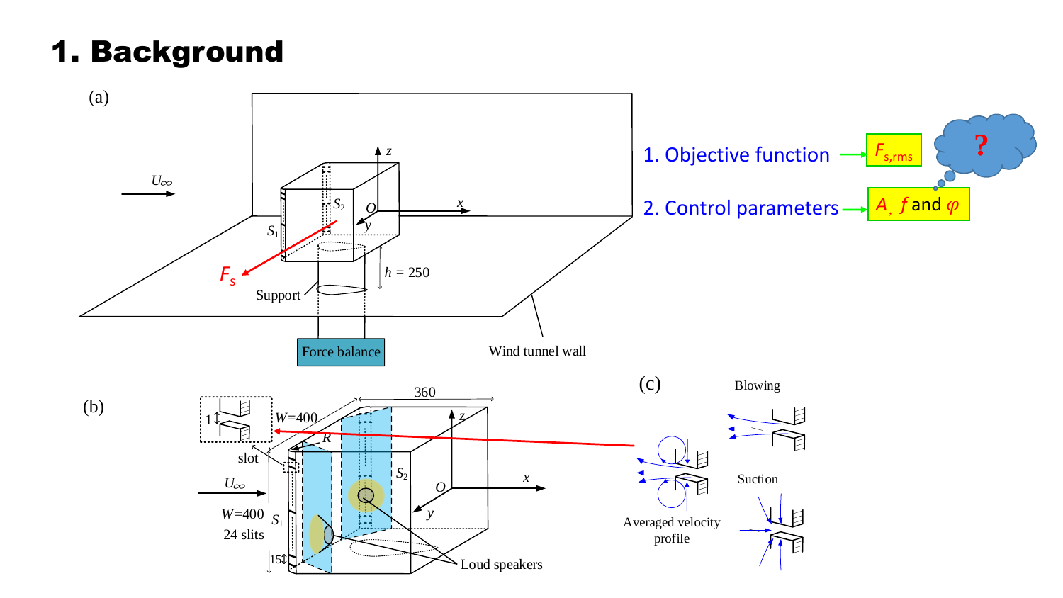# 1. Background

(a)

1. Objective function → $F_{s,rms}$

2. Control parameters → $A$, $f$ and $\varphi$

(b)

(c)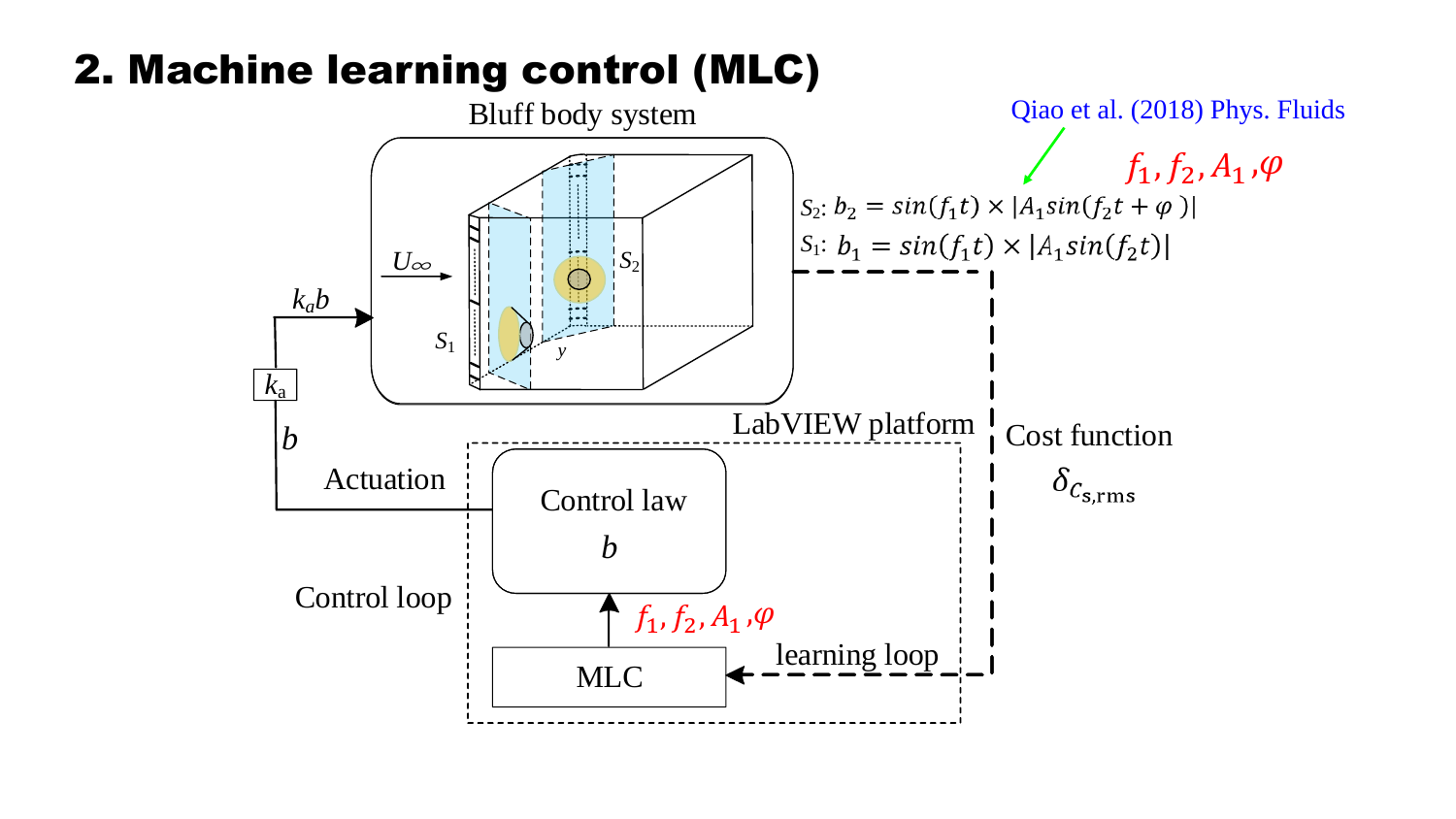## 2. Machine learning control (MLC)

Bluff body system

Qiao et al. (2018) Phys. Fluids

$f_1, f_2, A_1, \varphi$

$S_2$: $b_2 = sin(f_1 t) \times |A_1 sin(f_2 t + \varphi)|$

$S_1$: $b_1 = sin(f_1 t) \times |A_1 sin(f_2 t)|$

$U_\infty$

$S_1$

$S_2$

$y$

$k_a b$

$k_a$

$b$

Actuation

LabVIEW platform

Control law

$b$

Control loop

$f_1, f_2, A_1, \varphi$

MLC

learning loop

Cost function

$\delta_{c_{s,\mathrm{rms}}}$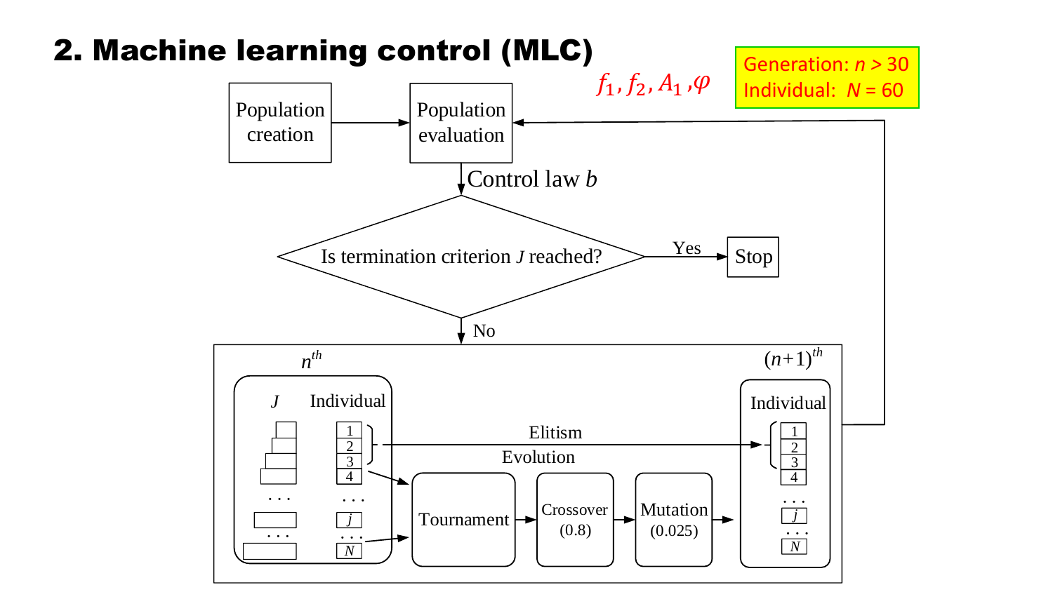# 2. Machine learning control (MLC)

$f_1, f_2, A_1, \varphi$

Generation: $n > 30$
Individual: $N = 60$

Population creation → Population evaluation

Control law $b$

Is termination criterion $J$ reached?

Yes → Stop

No

$n^{th}$

$J$ Individual

1, 2, 3, 4, ..., $j$, ..., $N$

Elitism

Evolution

Tournament → Crossover (0.8) → Mutation (0.025)

$(n+1)^{th}$

Individual

1, 2, 3, 4, ..., $j$, ..., $N$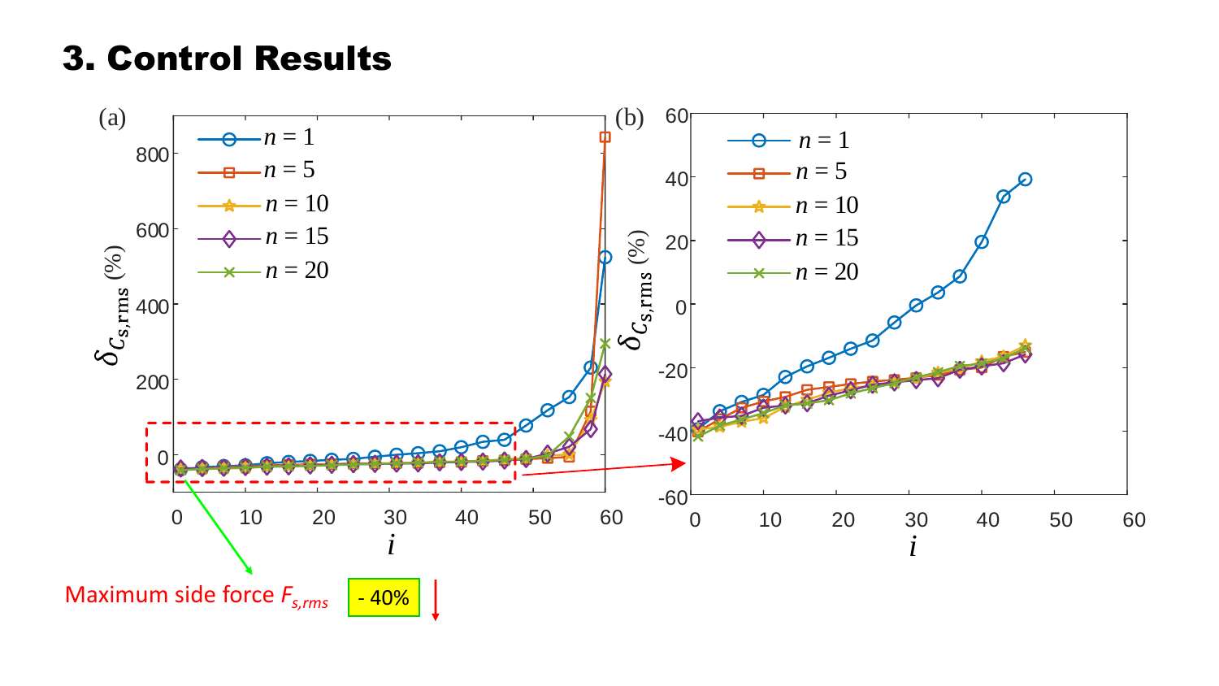# 3. Control Results

Maximum side force $F_{s,rms}$ - 40%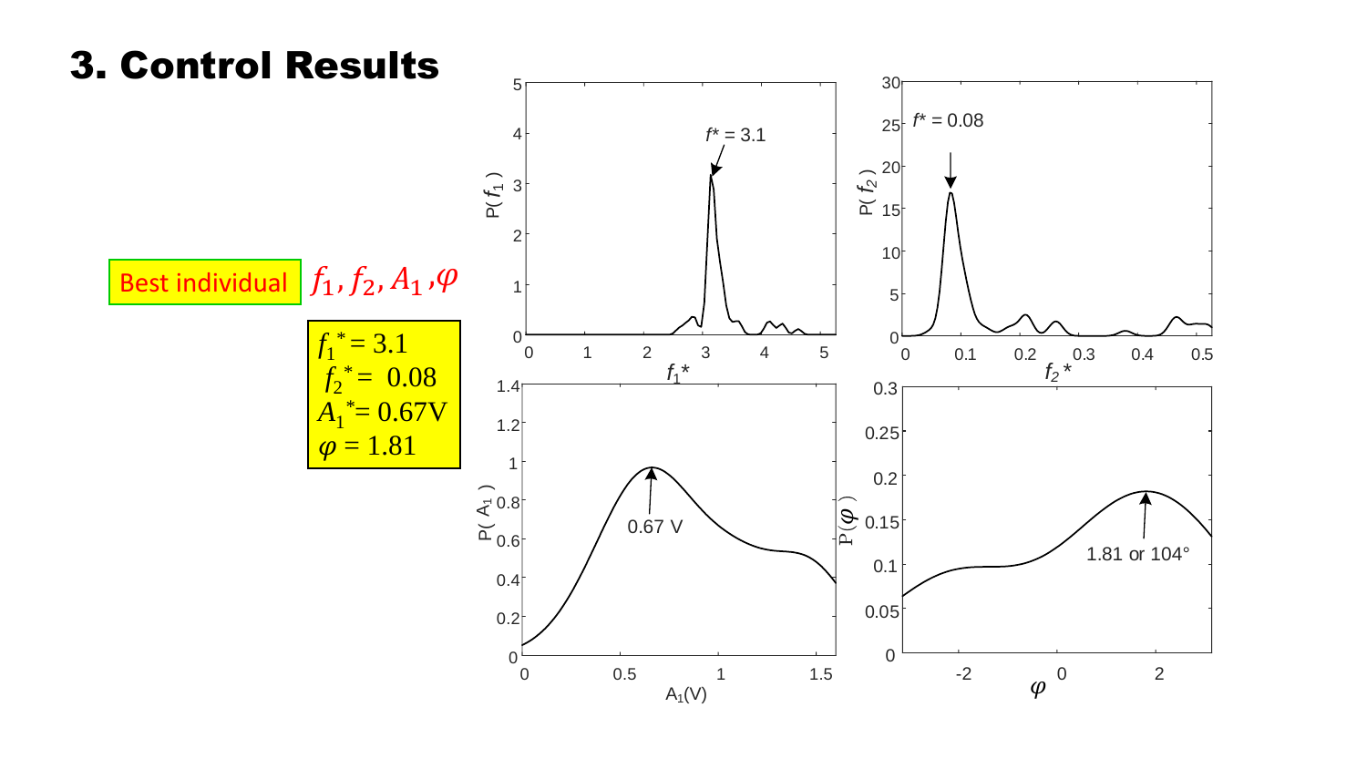# 3. Control Results

Best individual $f_1, f_2, A_1, \varphi$

$f_1^* = 3.1$
$f_2^* = 0.08$
$A_1^* = 0.67\text{V}$
$\varphi = 1.81$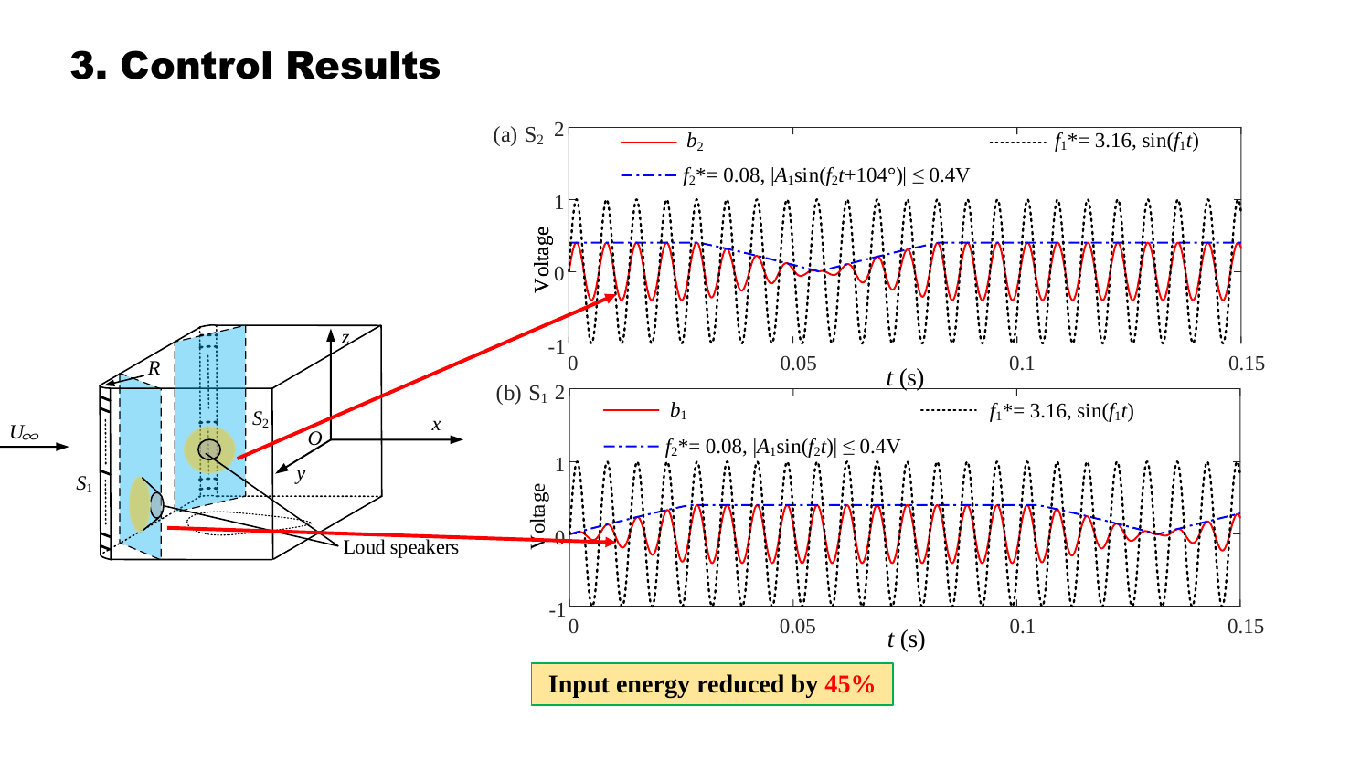# 3. Control Results

**Input energy reduced by 45%**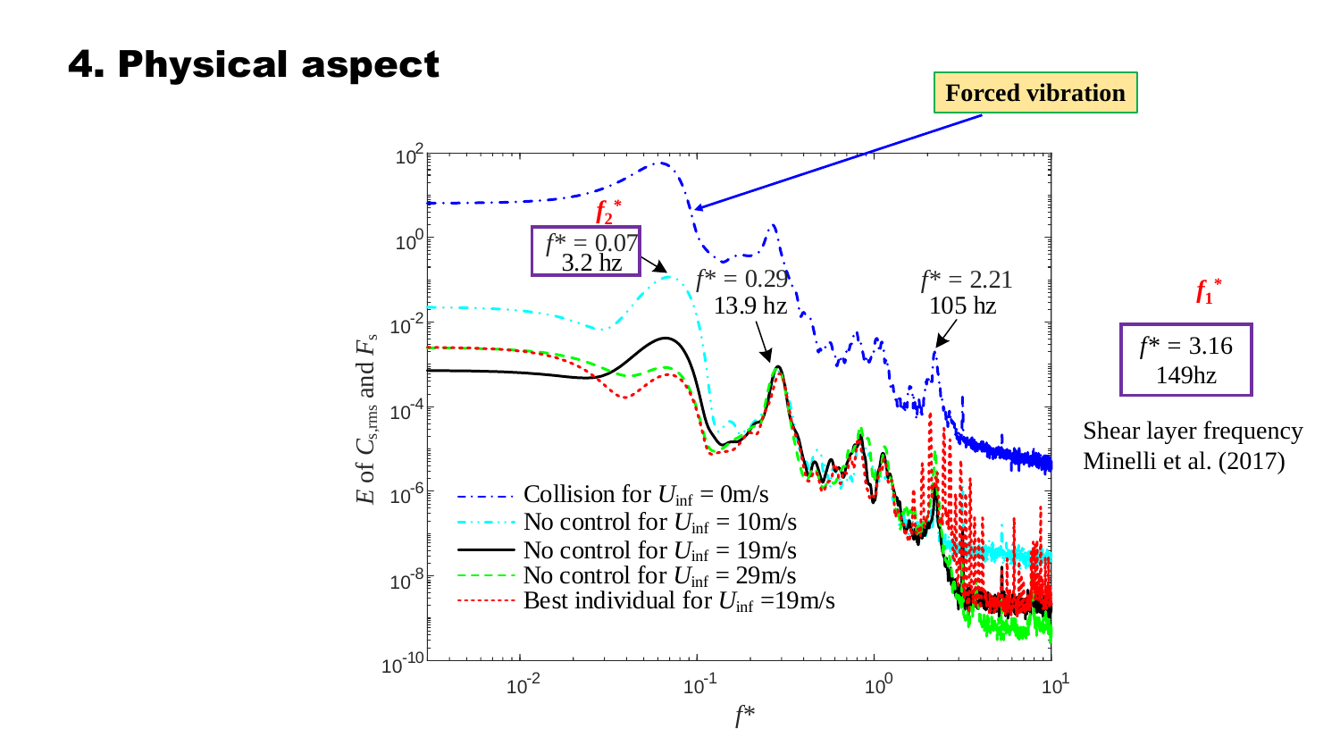# 4. Physical aspect

**Forced vibration**

$f_2^*$

$f^* = 0.07$
3.2 hz

$f^* = 0.29$
13.9 hz

$f^* = 2.21$
105 hz

$f_1^*$

$f^* = 3.16$
149hz

Shear layer frequency
Minelli et al. (2017)

Legend:
- Collision for $U_{\text{inf}}$ = 0m/s
- No control for $U_{\text{inf}}$ = 10m/s
- No control for $U_{\text{inf}}$ = 19m/s
- No control for $U_{\text{inf}}$ = 29m/s
- Best individual for $U_{\text{inf}}$ =19m/s

y-axis: $E$ of $C_{s,\text{rms}}$ and $F_s$

x-axis: $f^*$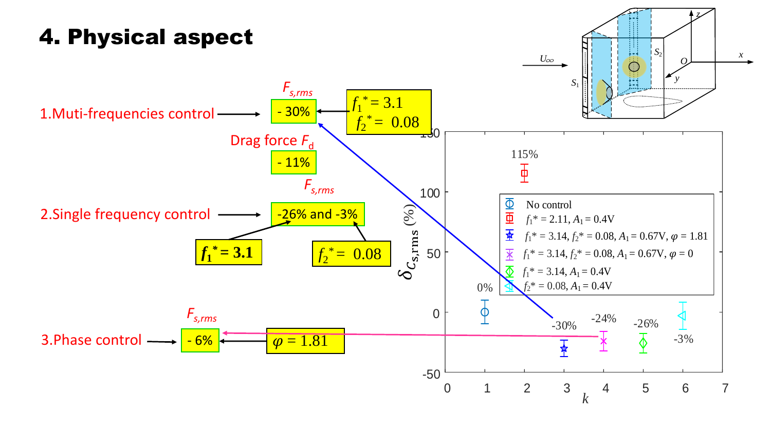# 4. Physical aspect

1.Muti-frequencies control → $F_{s,rms}$ **- 30%** ← $f_1^* = 3.1$, $f_2^* = 0.08$

Drag force $F_d$ **- 11%**

2.Single frequency control → $F_{s,rms}$ **-26% and -3%** ($f_1^* = 3.1$; $f_2^* = 0.08$)

3.Phase control → $F_{s,rms}$ **- 6%** ← $\varphi = 1.81$

Legend:
- No control
- $f_1^* = 2.11$, $A_1 = 0.4V$
- $f_1^* = 3.14$, $f_2^* = 0.08$, $A_1 = 0.67V$, $\varphi = 1.81$
- $f_1^* = 3.14$, $f_2^* = 0.08$, $A_1 = 0.67V$, $\varphi = 0$
- $f_1^* = 3.14$, $A_1 = 0.4V$
- $f_2^* = 0.08$, $A_1 = 0.4V$

| $k$ | 1 | 2 | 3 | 4 | 5 | 6 |
|---|---|---|---|---|---|---|
| $\delta_{C_{s,\mathrm{rms}}}$ (%) | 0% | 115% | -30% | -24% | -26% | -3% |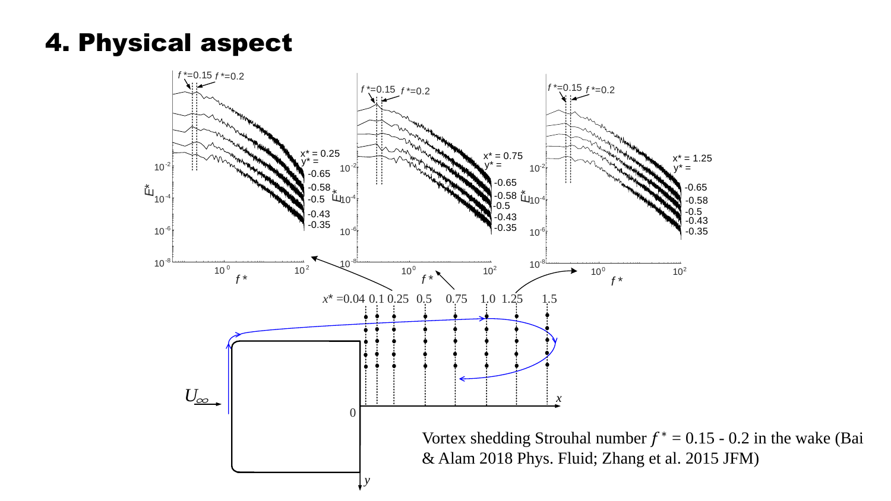# 4. Physical aspect

Vortex shedding Strouhal number $f^* = 0.15$ - $0.2$ in the wake (Bai & Alam 2018 Phys. Fluid; Zhang et al. 2015 JFM)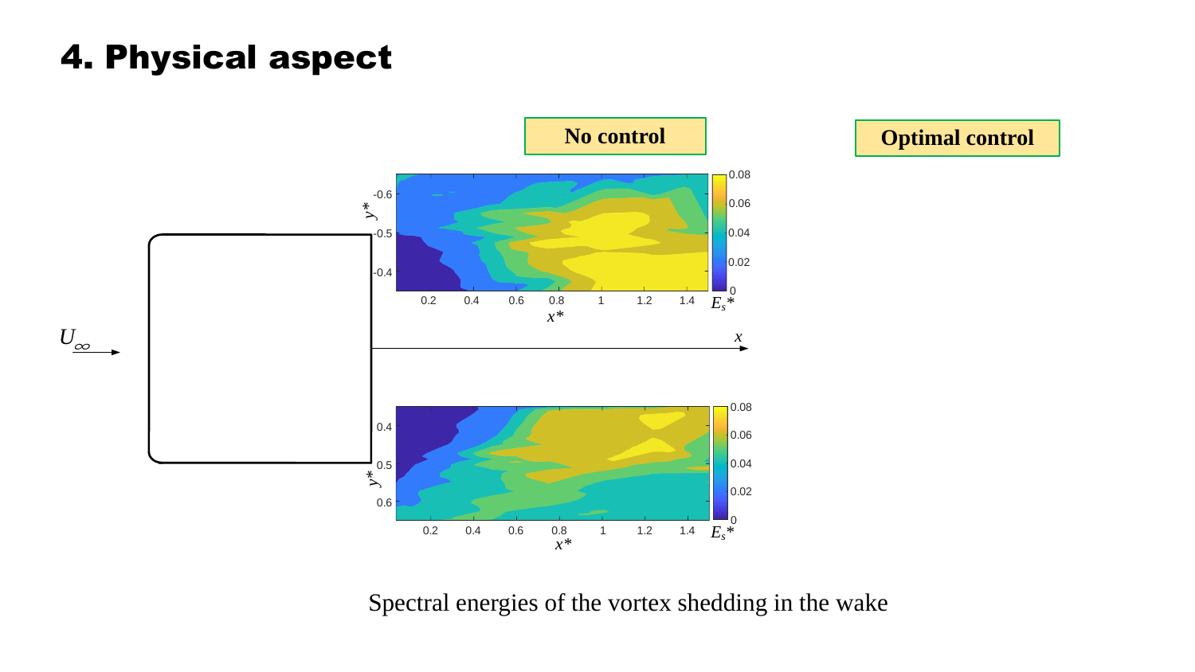# 4. Physical aspect

**No control**

**Optimal control**

Spectral energies of the vortex shedding in the wake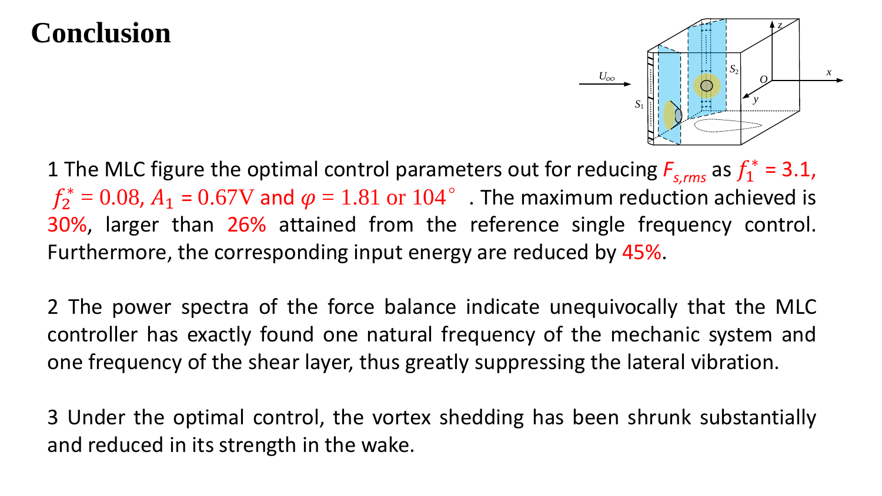# Conclusion

1 The MLC figure the optimal control parameters out for reducing $F_{s,rms}$ as $f_1^* = 3.1$, $f_2^* = 0.08$, $A_1 = 0.67\text{V}$ and $\varphi = 1.81$ or $104^\circ$ . The maximum reduction achieved is 30%, larger than 26% attained from the reference single frequency control. Furthermore, the corresponding input energy are reduced by 45%.

2 The power spectra of the force balance indicate unequivocally that the MLC controller has exactly found one natural frequency of the mechanic system and one frequency of the shear layer, thus greatly suppressing the lateral vibration.

3 Under the optimal control, the vortex shedding has been shrunk substantially and reduced in its strength in the wake.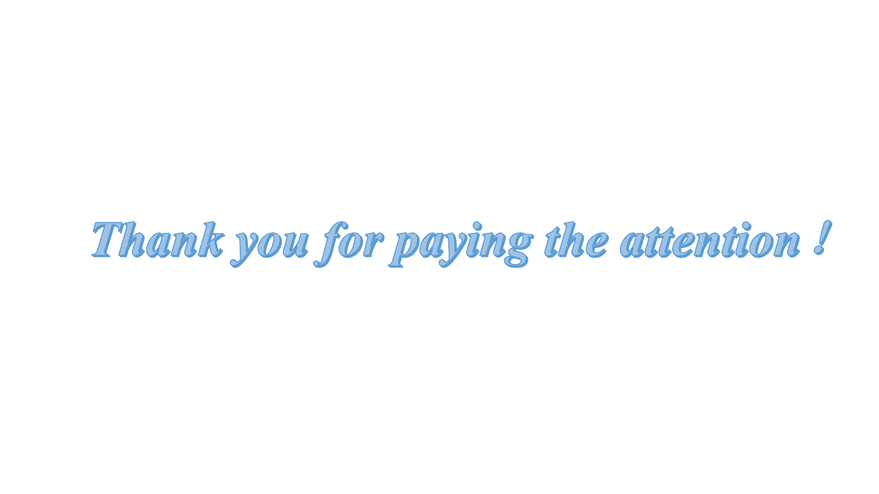***Thank you for paying the attention !***